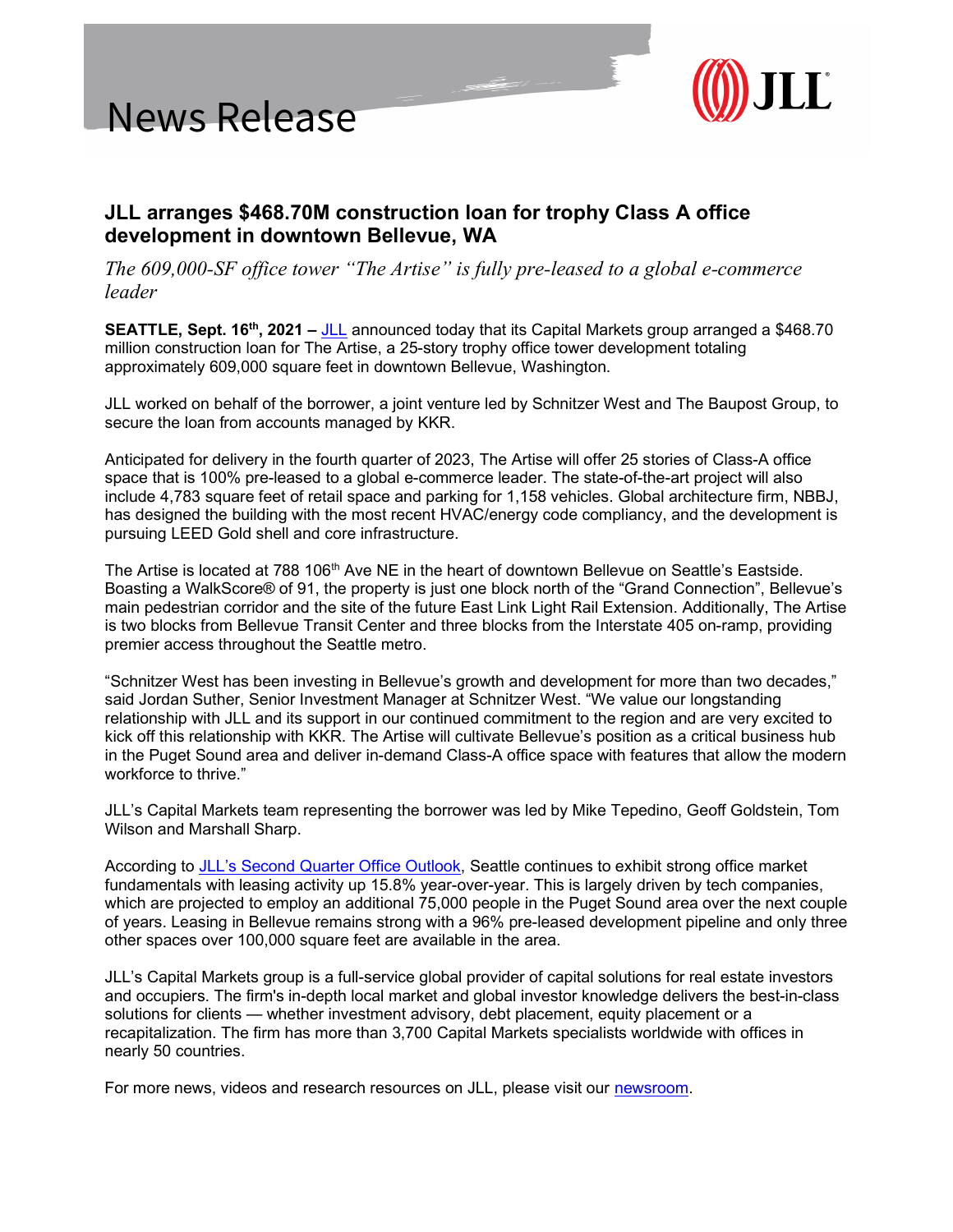News Release

# JLL arranges $468.70M construction loan for trophy Class A office development in downtown Bellevue, WA

*The 609,000-SF office tower "The Artise" is fully pre-leased to a global e-commerce leader*

**SEATTLE, Sept. 16th, 2021 –** JLL announced today that its Capital Markets group arranged a $468.70 million construction loan for The Artise, a 25-story trophy office tower development totaling approximately 609,000 square feet in downtown Bellevue, Washington.

JLL worked on behalf of the borrower, a joint venture led by Schnitzer West and The Baupost Group, to secure the loan from accounts managed by KKR.

Anticipated for delivery in the fourth quarter of 2023, The Artise will offer 25 stories of Class-A office space that is 100% pre-leased to a global e-commerce leader. The state-of-the-art project will also include 4,783 square feet of retail space and parking for 1,158 vehicles. Global architecture firm, NBBJ, has designed the building with the most recent HVAC/energy code compliancy, and the development is pursuing LEED Gold shell and core infrastructure.

The Artise is located at 788 106th Ave NE in the heart of downtown Bellevue on Seattle's Eastside. Boasting a WalkScore® of 91, the property is just one block north of the "Grand Connection", Bellevue's main pedestrian corridor and the site of the future East Link Light Rail Extension. Additionally, The Artise is two blocks from Bellevue Transit Center and three blocks from the Interstate 405 on-ramp, providing premier access throughout the Seattle metro.

"Schnitzer West has been investing in Bellevue's growth and development for more than two decades," said Jordan Suther, Senior Investment Manager at Schnitzer West. "We value our longstanding relationship with JLL and its support in our continued commitment to the region and are very excited to kick off this relationship with KKR. The Artise will cultivate Bellevue's position as a critical business hub in the Puget Sound area and deliver in-demand Class-A office space with features that allow the modern workforce to thrive."

JLL's Capital Markets team representing the borrower was led by Mike Tepedino, Geoff Goldstein, Tom Wilson and Marshall Sharp.

According to JLL's Second Quarter Office Outlook, Seattle continues to exhibit strong office market fundamentals with leasing activity up 15.8% year-over-year. This is largely driven by tech companies, which are projected to employ an additional 75,000 people in the Puget Sound area over the next couple of years. Leasing in Bellevue remains strong with a 96% pre-leased development pipeline and only three other spaces over 100,000 square feet are available in the area.

JLL's Capital Markets group is a full-service global provider of capital solutions for real estate investors and occupiers. The firm's in-depth local market and global investor knowledge delivers the best-in-class solutions for clients — whether investment advisory, debt placement, equity placement or a recapitalization. The firm has more than 3,700 Capital Markets specialists worldwide with offices in nearly 50 countries.

For more news, videos and research resources on JLL, please visit our newsroom.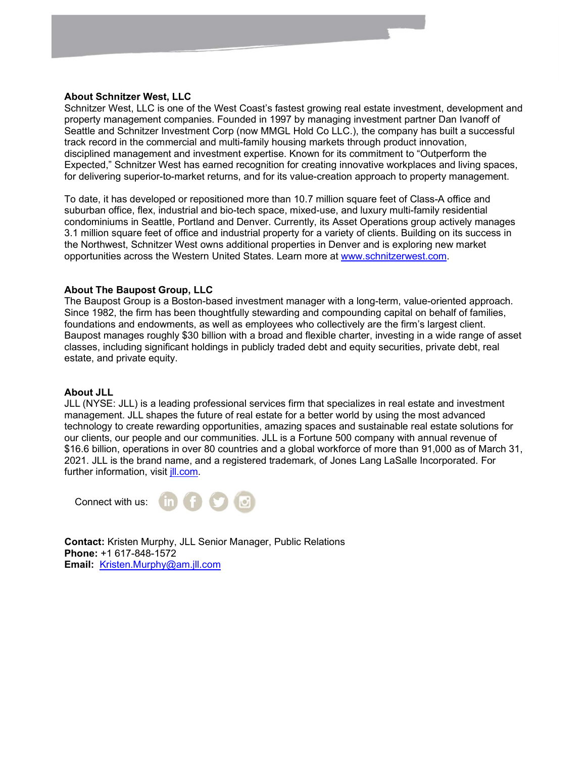**About Schnitzer West, LLC**

Schnitzer West, LLC is one of the West Coast's fastest growing real estate investment, development and property management companies. Founded in 1997 by managing investment partner Dan Ivanoff of Seattle and Schnitzer Investment Corp (now MMGL Hold Co LLC.), the company has built a successful track record in the commercial and multi-family housing markets through product innovation, disciplined management and investment expertise. Known for its commitment to "Outperform the Expected," Schnitzer West has earned recognition for creating innovative workplaces and living spaces, for delivering superior-to-market returns, and for its value-creation approach to property management.

To date, it has developed or repositioned more than 10.7 million square feet of Class-A office and suburban office, flex, industrial and bio-tech space, mixed-use, and luxury multi-family residential condominiums in Seattle, Portland and Denver. Currently, its Asset Operations group actively manages 3.1 million square feet of office and industrial property for a variety of clients. Building on its success in the Northwest, Schnitzer West owns additional properties in Denver and is exploring new market opportunities across the Western United States. Learn more at www.schnitzerwest.com.

**About The Baupost Group, LLC**

The Baupost Group is a Boston-based investment manager with a long-term, value-oriented approach. Since 1982, the firm has been thoughtfully stewarding and compounding capital on behalf of families, foundations and endowments, as well as employees who collectively are the firm's largest client. Baupost manages roughly $30 billion with a broad and flexible charter, investing in a wide range of asset classes, including significant holdings in publicly traded debt and equity securities, private debt, real estate, and private equity.

**About JLL**

JLL (NYSE: JLL) is a leading professional services firm that specializes in real estate and investment management. JLL shapes the future of real estate for a better world by using the most advanced technology to create rewarding opportunities, amazing spaces and sustainable real estate solutions for our clients, our people and our communities. JLL is a Fortune 500 company with annual revenue of $16.6 billion, operations in over 80 countries and a global workforce of more than 91,000 as of March 31, 2021. JLL is the brand name, and a registered trademark, of Jones Lang LaSalle Incorporated. For further information, visit jll.com.

Connect with us:

**Contact:** Kristen Murphy, JLL Senior Manager, Public Relations
**Phone:** +1 617-848-1572
**Email:** Kristen.Murphy@am.jll.com